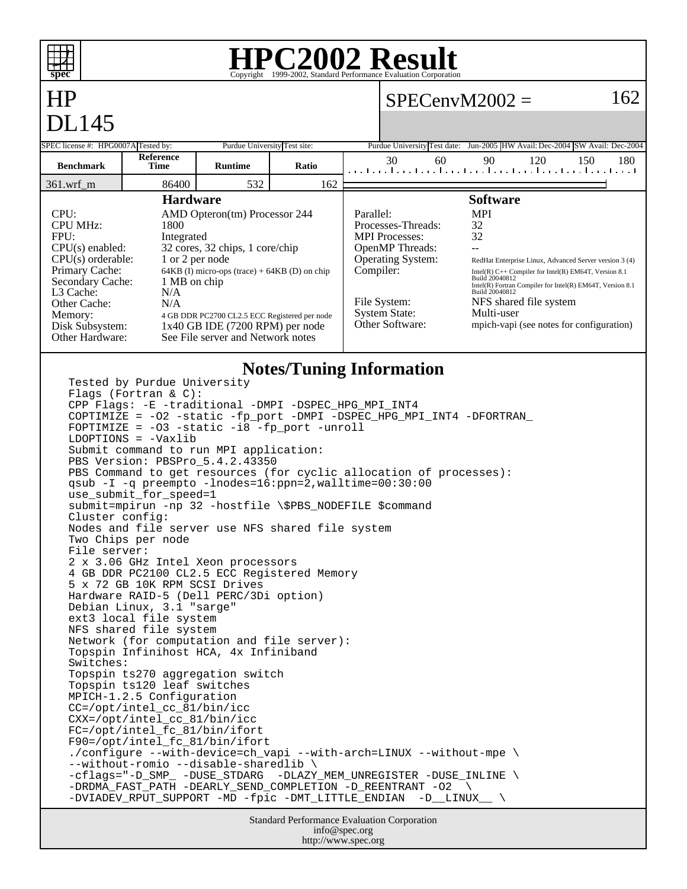# HPC2002 Result

Copyright 1999-2002, Standard Performance Evaluation Corporation

## HP DL145

SPECenvM2002 = 162

| SPEC license #: HPG0007A | Tested by: Purdue University | Test site: Purdue University | Test date: Jun-2005 | HW Avail: Dec-2004 | SW Avail: Dec-2004 |
|---|---|---|---|---|---|

| Benchmark | Reference Time | Runtime | Ratio |
|---|---|---|---|
| 361.wrf_m | 86400 | 532 | 162 |

### Hardware

| | |
|---|---|
| CPU: | AMD Opteron(tm) Processor 244 |
| CPU MHz: | 1800 |
| FPU: | Integrated |
| CPU(s) enabled: | 32 cores, 32 chips, 1 core/chip |
| CPU(s) orderable: | 1 or 2 per node |
| Primary Cache: | 64KB (I) micro-ops (trace) + 64KB (D) on chip |
| Secondary Cache: | 1 MB on chip |
| L3 Cache: | N/A |
| Other Cache: | N/A |
| Memory: | 4 GB DDR PC2700 CL2.5 ECC Registered per node |
| Disk Subsystem: | 1x40 GB IDE (7200 RPM) per node |
| Other Hardware: | See File server and Network notes |

### Software

| | |
|---|---|
| Parallel: | MPI |
| Processes-Threads: | 32 |
| MPI Processes: | 32 |
| OpenMP Threads: | -- |
| Operating System: | RedHat Enterprise Linux, Advanced Server version 3 (4) |
| Compiler: | Intel(R) C++ Compiler for Intel(R) EM64T, Version 8.1 Build 20040812<br>Intel(R) Fortran Compiler for Intel(R) EM64T, Version 8.1 Build 20040812 |
| File System: | NFS shared file system |
| System State: | Multi-user |
| Other Software: | mpich-vapi (see notes for configuration) |

### Notes/Tuning Information

```
Tested by Purdue University
Flags (Fortran & C):
CPP Flags: -E -traditional -DMPI -DSPEC_HPG_MPI_INT4
COPTIMIZE = -O2 -static -fp_port -DMPI -DSPEC_HPG_MPI_INT4 -DFORTRAN_
FOPTIMIZE = -O3 -static -i8 -fp_port -unroll
LDOPTIONS = -Vaxlib
Submit command to run MPI application:
PBS Version: PBSPro_5.4.2.43350
PBS Command to get resources (for cyclic allocation of processes):
qsub -I -q preempto -lnodes=16:ppn=2,walltime=00:30:00
use_submit_for_speed=1
submit=mpirun -np 32 -hostfile \$PBS_NODEFILE $command
Cluster config:
Nodes and file server use NFS shared file system
Two Chips per node
File server:
2 x 3.06 GHz Intel Xeon processors
4 GB DDR PC2100 CL2.5 ECC Registered Memory
5 x 72 GB 10K RPM SCSI Drives
Hardware RAID-5 (Dell PERC/3Di option)
Debian Linux, 3.1 "sarge"
ext3 local file system
NFS shared file system
Network (for computation and file server):
Topspin Infinihost HCA, 4x Infiniband
Switches:
Topspin ts270 aggregation switch
Topspin ts120 leaf switches
MPICH-1.2.5 Configuration
CC=/opt/intel_cc_81/bin/icc
CXX=/opt/intel_cc_81/bin/icc
FC=/opt/intel_fc_81/bin/ifort
F90=/opt/intel_fc_81/bin/ifort
./configure --with-device=ch_vapi --with-arch=LINUX --without-mpe \
--without-romio --disable-sharedlib \
-cflags="-D_SMP_ -DUSE_STDARG  -DLAZY_MEM_UNREGISTER -DUSE_INLINE \
-DRDMA_FAST_PATH -DEARLY_SEND_COMPLETION -D_REENTRANT -O2  \
-DVIADEV_RPUT_SUPPORT -MD -fpic -DMT_LITTLE_ENDIAN  -D__LINUX__ \
```

Standard Performance Evaluation Corporation
info@spec.org
http://www.spec.org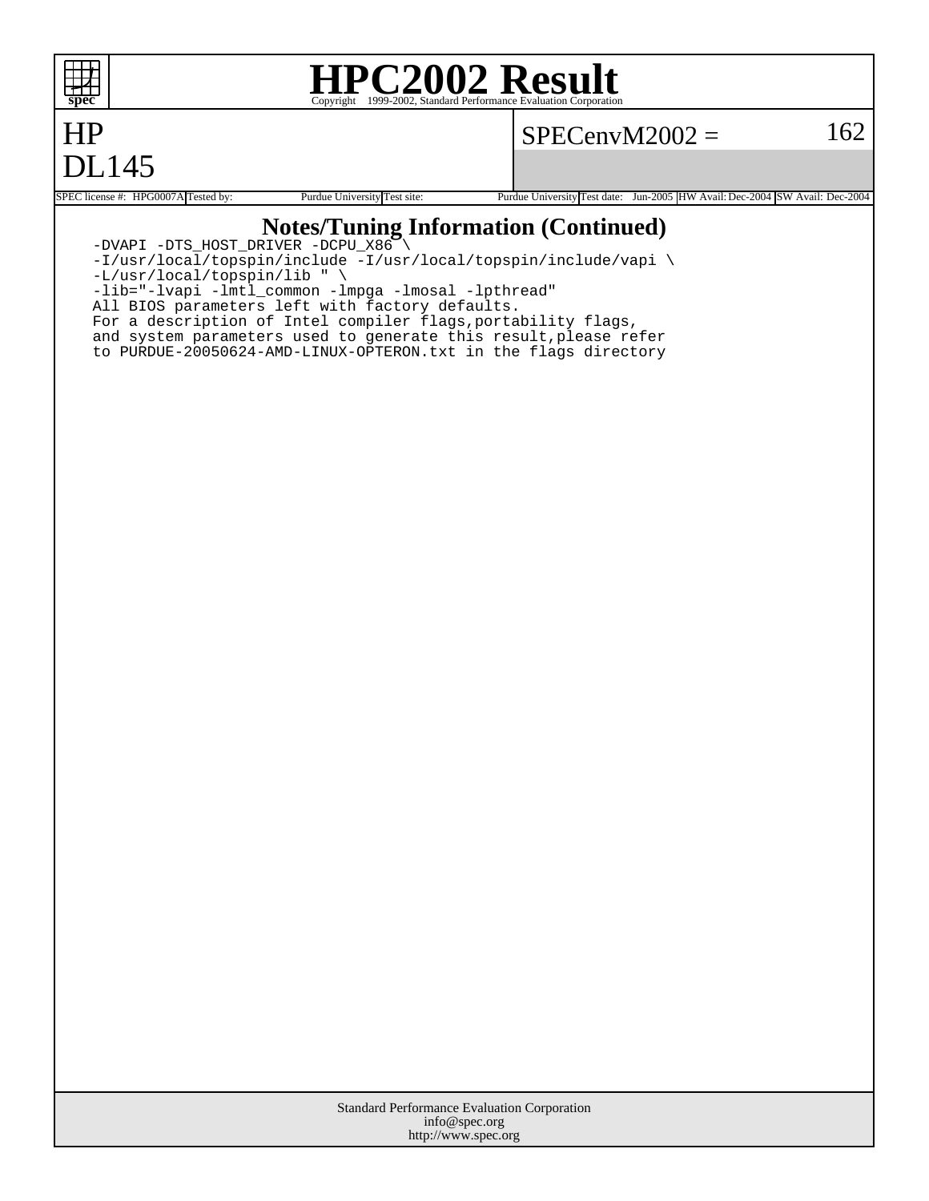# HPC2002 Result

Copyright 1999-2002, Standard Performance Evaluation Corporation

HP
DL145

SPECenvM2002 = 162

| | | | | | | | | |
|---|---|---|---|---|---|---|---|---|
| SPEC license #: HPG0007A | Tested by: | Purdue University | Test site: | Purdue University | Test date: Jun-2005 | HW Avail: Dec-2004 | SW Avail: Dec-2004 |

## Notes/Tuning Information (Continued)

```
-DVAPI -DTS_HOST_DRIVER -DCPU_X86 \
-I/usr/local/topspin/include -I/usr/local/topspin/include/vapi \
-L/usr/local/topspin/lib " \
-lib="-lvapi -lmtl_common -lmpga -lmosal -lpthread"
All BIOS parameters left with factory defaults.
For a description of Intel compiler flags,portability flags,
and system parameters used to generate this result,please refer
to PURDUE-20050624-AMD-LINUX-OPTERON.txt in the flags directory
```

Standard Performance Evaluation Corporation
info@spec.org
http://www.spec.org